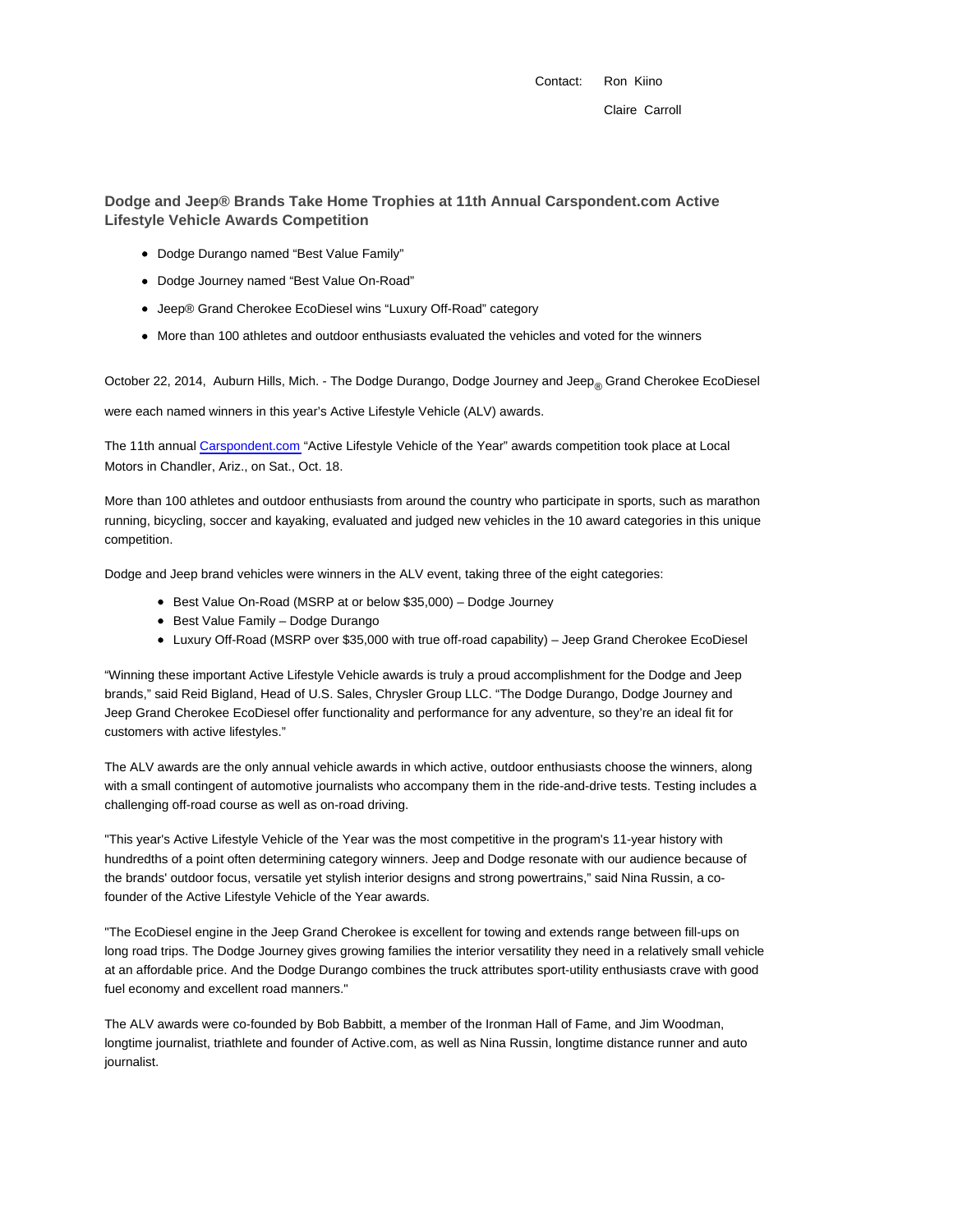Contact: Ron Kiino

Claire Carroll

## Dodge and Jeep® Brands Take Home Trophies at 11th Annual Carspondent.com Active Lifestyle Vehicle Awards Competition

- Dodge Durango named “Best Value Family”
- Dodge Journey named “Best Value On-Road”
- Jeep® Grand Cherokee EcoDiesel wins “Luxury Off-Road” category
- More than 100 athletes and outdoor enthusiasts evaluated the vehicles and voted for the winners

October 22, 2014, Auburn Hills, Mich. - The Dodge Durango, Dodge Journey and Jeep® Grand Cherokee EcoDiesel were each named winners in this year's Active Lifestyle Vehicle (ALV) awards.

The 11th annual Carspondent.com “Active Lifestyle Vehicle of the Year” awards competition took place at Local Motors in Chandler, Ariz., on Sat., Oct. 18.

More than 100 athletes and outdoor enthusiasts from around the country who participate in sports, such as marathon running, bicycling, soccer and kayaking, evaluated and judged new vehicles in the 10 award categories in this unique competition.

Dodge and Jeep brand vehicles were winners in the ALV event, taking three of the eight categories:

- Best Value On-Road (MSRP at or below $35,000) – Dodge Journey
- Best Value Family – Dodge Durango
- Luxury Off-Road (MSRP over $35,000 with true off-road capability) – Jeep Grand Cherokee EcoDiesel

“Winning these important Active Lifestyle Vehicle awards is truly a proud accomplishment for the Dodge and Jeep brands,” said Reid Bigland, Head of U.S. Sales, Chrysler Group LLC. “The Dodge Durango, Dodge Journey and Jeep Grand Cherokee EcoDiesel offer functionality and performance for any adventure, so they’re an ideal fit for customers with active lifestyles.”

The ALV awards are the only annual vehicle awards in which active, outdoor enthusiasts choose the winners, along with a small contingent of automotive journalists who accompany them in the ride-and-drive tests. Testing includes a challenging off-road course as well as on-road driving.

"This year's Active Lifestyle Vehicle of the Year was the most competitive in the program's 11-year history with hundredths of a point often determining category winners. Jeep and Dodge resonate with our audience because of the brands' outdoor focus, versatile yet stylish interior designs and strong powertrains,” said Nina Russin, a co-founder of the Active Lifestyle Vehicle of the Year awards.

"The EcoDiesel engine in the Jeep Grand Cherokee is excellent for towing and extends range between fill-ups on long road trips. The Dodge Journey gives growing families the interior versatility they need in a relatively small vehicle at an affordable price. And the Dodge Durango combines the truck attributes sport-utility enthusiasts crave with good fuel economy and excellent road manners."

The ALV awards were co-founded by Bob Babbitt, a member of the Ironman Hall of Fame, and Jim Woodman, longtime journalist, triathlete and founder of Active.com, as well as Nina Russin, longtime distance runner and auto journalist.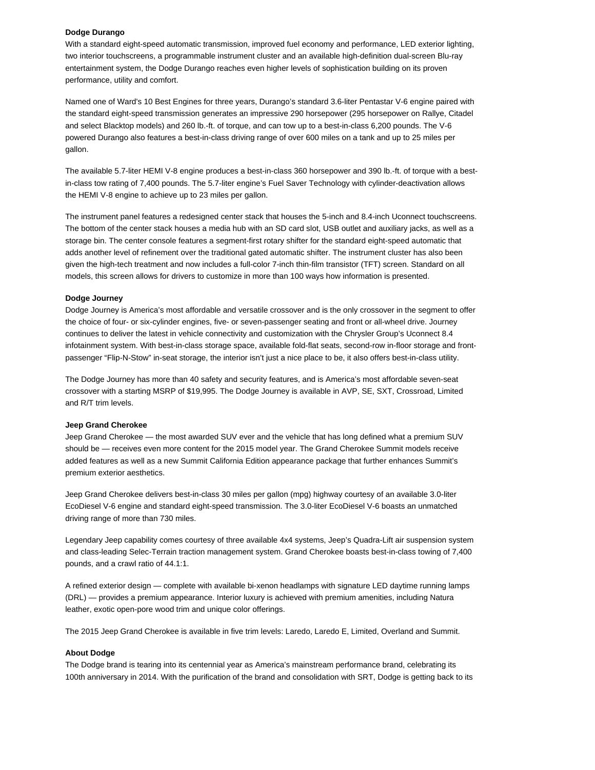**Dodge Durango**

With a standard eight-speed automatic transmission, improved fuel economy and performance, LED exterior lighting, two interior touchscreens, a programmable instrument cluster and an available high-definition dual-screen Blu-ray entertainment system, the Dodge Durango reaches even higher levels of sophistication building on its proven performance, utility and comfort.

Named one of Ward's 10 Best Engines for three years, Durango's standard 3.6-liter Pentastar V-6 engine paired with the standard eight-speed transmission generates an impressive 290 horsepower (295 horsepower on Rallye, Citadel and select Blacktop models) and 260 lb.-ft. of torque, and can tow up to a best-in-class 6,200 pounds. The V-6 powered Durango also features a best-in-class driving range of over 600 miles on a tank and up to 25 miles per gallon.

The available 5.7-liter HEMI V-8 engine produces a best-in-class 360 horsepower and 390 lb.-ft. of torque with a best-in-class tow rating of 7,400 pounds. The 5.7-liter engine's Fuel Saver Technology with cylinder-deactivation allows the HEMI V-8 engine to achieve up to 23 miles per gallon.

The instrument panel features a redesigned center stack that houses the 5-inch and 8.4-inch Uconnect touchscreens. The bottom of the center stack houses a media hub with an SD card slot, USB outlet and auxiliary jacks, as well as a storage bin. The center console features a segment-first rotary shifter for the standard eight-speed automatic that adds another level of refinement over the traditional gated automatic shifter. The instrument cluster has also been given the high-tech treatment and now includes a full-color 7-inch thin-film transistor (TFT) screen. Standard on all models, this screen allows for drivers to customize in more than 100 ways how information is presented.

**Dodge Journey**

Dodge Journey is America's most affordable and versatile crossover and is the only crossover in the segment to offer the choice of four- or six-cylinder engines, five- or seven-passenger seating and front or all-wheel drive. Journey continues to deliver the latest in vehicle connectivity and customization with the Chrysler Group's Uconnect 8.4 infotainment system. With best-in-class storage space, available fold-flat seats, second-row in-floor storage and front-passenger "Flip-N-Stow" in-seat storage, the interior isn't just a nice place to be, it also offers best-in-class utility.

The Dodge Journey has more than 40 safety and security features, and is America's most affordable seven-seat crossover with a starting MSRP of $19,995. The Dodge Journey is available in AVP, SE, SXT, Crossroad, Limited and R/T trim levels.

**Jeep Grand Cherokee**

Jeep Grand Cherokee — the most awarded SUV ever and the vehicle that has long defined what a premium SUV should be — receives even more content for the 2015 model year. The Grand Cherokee Summit models receive added features as well as a new Summit California Edition appearance package that further enhances Summit's premium exterior aesthetics.

Jeep Grand Cherokee delivers best-in-class 30 miles per gallon (mpg) highway courtesy of an available 3.0-liter EcoDiesel V-6 engine and standard eight-speed transmission. The 3.0-liter EcoDiesel V-6 boasts an unmatched driving range of more than 730 miles.

Legendary Jeep capability comes courtesy of three available 4x4 systems, Jeep's Quadra-Lift air suspension system and class-leading Selec-Terrain traction management system. Grand Cherokee boasts best-in-class towing of 7,400 pounds, and a crawl ratio of 44.1:1.

A refined exterior design — complete with available bi-xenon headlamps with signature LED daytime running lamps (DRL) — provides a premium appearance. Interior luxury is achieved with premium amenities, including Natura leather, exotic open-pore wood trim and unique color offerings.

The 2015 Jeep Grand Cherokee is available in five trim levels: Laredo, Laredo E, Limited, Overland and Summit.

**About Dodge**

The Dodge brand is tearing into its centennial year as America's mainstream performance brand, celebrating its 100th anniversary in 2014. With the purification of the brand and consolidation with SRT, Dodge is getting back to its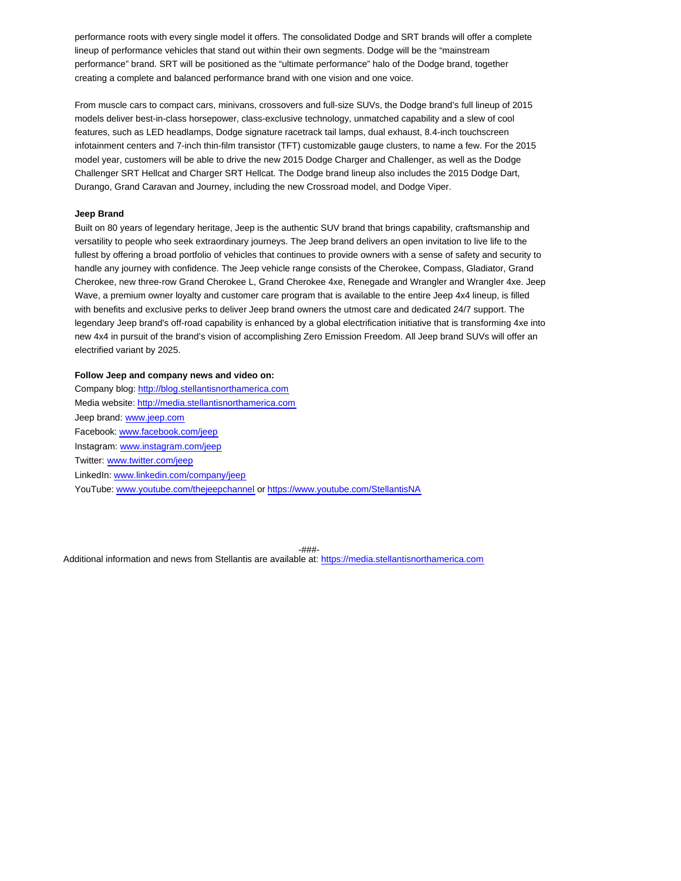performance roots with every single model it offers. The consolidated Dodge and SRT brands will offer a complete lineup of performance vehicles that stand out within their own segments. Dodge will be the "mainstream performance" brand. SRT will be positioned as the "ultimate performance" halo of the Dodge brand, together creating a complete and balanced performance brand with one vision and one voice.

From muscle cars to compact cars, minivans, crossovers and full-size SUVs, the Dodge brand's full lineup of 2015 models deliver best-in-class horsepower, class-exclusive technology, unmatched capability and a slew of cool features, such as LED headlamps, Dodge signature racetrack tail lamps, dual exhaust, 8.4-inch touchscreen infotainment centers and 7-inch thin-film transistor (TFT) customizable gauge clusters, to name a few. For the 2015 model year, customers will be able to drive the new 2015 Dodge Charger and Challenger, as well as the Dodge Challenger SRT Hellcat and Charger SRT Hellcat. The Dodge brand lineup also includes the 2015 Dodge Dart, Durango, Grand Caravan and Journey, including the new Crossroad model, and Dodge Viper.

**Jeep Brand**

Built on 80 years of legendary heritage, Jeep is the authentic SUV brand that brings capability, craftsmanship and versatility to people who seek extraordinary journeys. The Jeep brand delivers an open invitation to live life to the fullest by offering a broad portfolio of vehicles that continues to provide owners with a sense of safety and security to handle any journey with confidence. The Jeep vehicle range consists of the Cherokee, Compass, Gladiator, Grand Cherokee, new three-row Grand Cherokee L, Grand Cherokee 4xe, Renegade and Wrangler and Wrangler 4xe. Jeep Wave, a premium owner loyalty and customer care program that is available to the entire Jeep 4x4 lineup, is filled with benefits and exclusive perks to deliver Jeep brand owners the utmost care and dedicated 24/7 support. The legendary Jeep brand's off-road capability is enhanced by a global electrification initiative that is transforming 4xe into new 4x4 in pursuit of the brand's vision of accomplishing Zero Emission Freedom. All Jeep brand SUVs will offer an electrified variant by 2025.

**Follow Jeep and company news and video on:**

Company blog: http://blog.stellantisnorthamerica.com
Media website: http://media.stellantisnorthamerica.com
Jeep brand: www.jeep.com
Facebook: www.facebook.com/jeep
Instagram: www.instagram.com/jeep
Twitter: www.twitter.com/jeep
LinkedIn: www.linkedin.com/company/jeep
YouTube: www.youtube.com/thejeepchannel or https://www.youtube.com/StellantisNA

-###-

Additional information and news from Stellantis are available at: https://media.stellantisnorthamerica.com